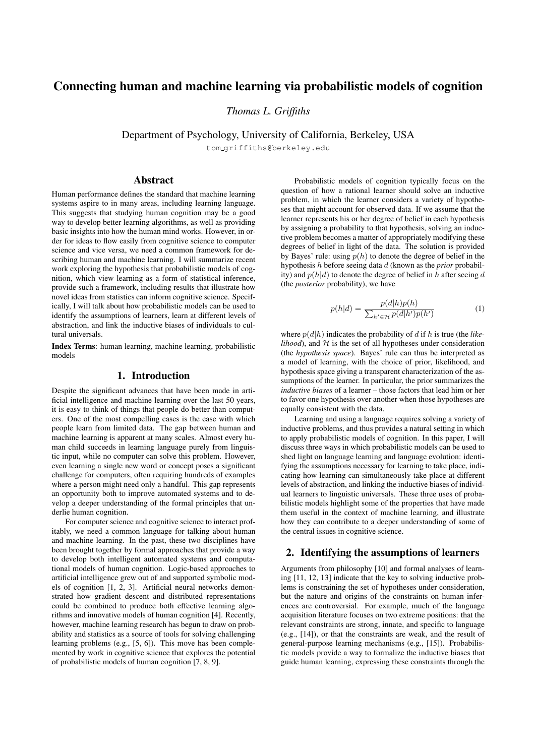# Connecting human and machine learning via probabilistic models of cognition

*Thomas L. Griffiths*

Department of Psychology, University of California, Berkeley, USA

tom_griffiths@berkeley.edu

## Abstract

Human performance defines the standard that machine learning systems aspire to in many areas, including learning language. This suggests that studying human cognition may be a good way to develop better learning algorithms, as well as providing basic insights into how the human mind works. However, in order for ideas to flow easily from cognitive science to computer science and vice versa, we need a common framework for describing human and machine learning. I will summarize recent work exploring the hypothesis that probabilistic models of cognition, which view learning as a form of statistical inference, provide such a framework, including results that illustrate how novel ideas from statistics can inform cognitive science. Specifically, I will talk about how probabilistic models can be used to identify the assumptions of learners, learn at different levels of abstraction, and link the inductive biases of individuals to cultural universals.

**Index Terms**: human learning, machine learning, probabilistic models

## 1. Introduction

Despite the significant advances that have been made in artificial intelligence and machine learning over the last 50 years, it is easy to think of things that people do better than computers. One of the most compelling cases is the ease with which people learn from limited data. The gap between human and machine learning is apparent at many scales. Almost every human child succeeds in learning language purely from linguistic input, while no computer can solve this problem. However, even learning a single new word or concept poses a significant challenge for computers, often requiring hundreds of examples where a person might need only a handful. This gap represents an opportunity both to improve automated systems and to develop a deeper understanding of the formal principles that underlie human cognition.

For computer science and cognitive science to interact profitably, we need a common language for talking about human and machine learning. In the past, these two disciplines have been brought together by formal approaches that provide a way to develop both intelligent automated systems and computational models of human cognition. Logic-based approaches to artificial intelligence grew out of and supported symbolic models of cognition [1, 2, 3]. Artificial neural networks demonstrated how gradient descent and distributed representations could be combined to produce both effective learning algorithms and innovative models of human cognition [4]. Recently, however, machine learning research has begun to draw on probability and statistics as a source of tools for solving challenging learning problems (e.g., [5, 6]). This move has been complemented by work in cognitive science that explores the potential of probabilistic models of human cognition [7, 8, 9].

Probabilistic models of cognition typically focus on the question of how a rational learner should solve an inductive problem, in which the learner considers a variety of hypotheses that might account for observed data. If we assume that the learner represents his or her degree of belief in each hypothesis by assigning a probability to that hypothesis, solving an inductive problem becomes a matter of appropriately modifying these degrees of belief in light of the data. The solution is provided by Bayes' rule: using $p(h)$ to denote the degree of belief in the hypothesis $h$ before seeing data $d$ (known as the *prior* probability) and $p(h|d)$ to denote the degree of belief in $h$ after seeing $d$ (the *posterior* probability), we have

$$p(h|d) = \frac{p(d|h)p(h)}{\sum_{h' \in \mathcal{H}} p(d|h')p(h')} \tag{1}$$

where $p(d|h)$ indicates the probability of $d$ if $h$ is true (the *likelihood*), and $\mathcal{H}$ is the set of all hypotheses under consideration (the *hypothesis space*). Bayes' rule can thus be interpreted as a model of learning, with the choice of prior, likelihood, and hypothesis space giving a transparent characterization of the assumptions of the learner. In particular, the prior summarizes the *inductive biases* of a learner – those factors that lead him or her to favor one hypothesis over another when those hypotheses are equally consistent with the data.

Learning and using a language requires solving a variety of inductive problems, and thus provides a natural setting in which to apply probabilistic models of cognition. In this paper, I will discuss three ways in which probabilistic models can be used to shed light on language learning and language evolution: identifying the assumptions necessary for learning to take place, indicating how learning can simultaneously take place at different levels of abstraction, and linking the inductive biases of individual learners to linguistic universals. These three uses of probabilistic models highlight some of the properties that have made them useful in the context of machine learning, and illustrate how they can contribute to a deeper understanding of some of the central issues in cognitive science.

## 2. Identifying the assumptions of learners

Arguments from philosophy [10] and formal analyses of learning [11, 12, 13] indicate that the key to solving inductive problems is constraining the set of hypotheses under consideration, but the nature and origins of the constraints on human inferences are controversial. For example, much of the language acquisition literature focuses on two extreme positions: that the relevant constraints are strong, innate, and specific to language (e.g., [14]), or that the constraints are weak, and the result of general-purpose learning mechanisms (e.g., [15]). Probabilistic models provide a way to formalize the inductive biases that guide human learning, expressing these constraints through the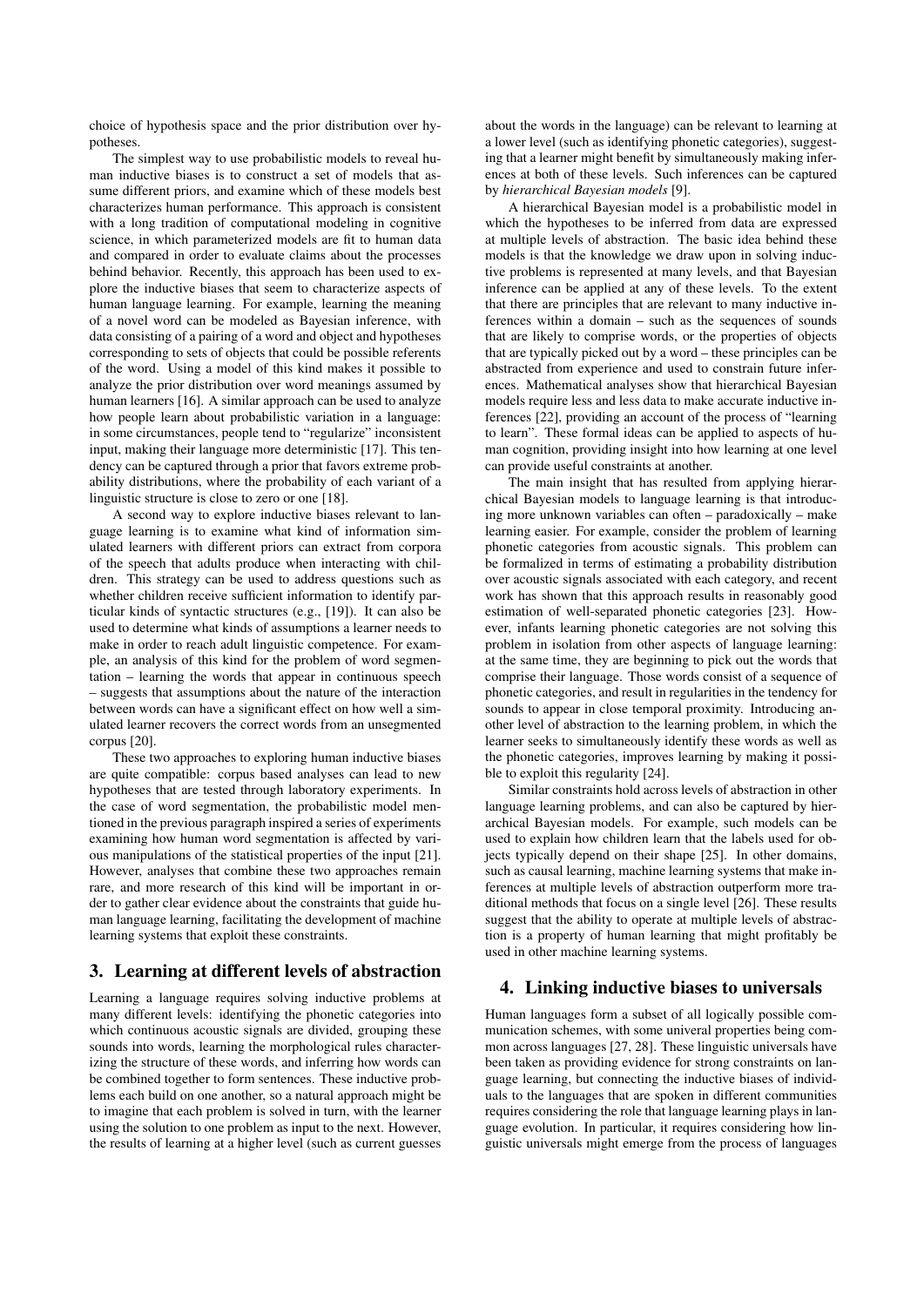choice of hypothesis space and the prior distribution over hypotheses.

The simplest way to use probabilistic models to reveal human inductive biases is to construct a set of models that assume different priors, and examine which of these models best characterizes human performance. This approach is consistent with a long tradition of computational modeling in cognitive science, in which parameterized models are fit to human data and compared in order to evaluate claims about the processes behind behavior. Recently, this approach has been used to explore the inductive biases that seem to characterize aspects of human language learning. For example, learning the meaning of a novel word can be modeled as Bayesian inference, with data consisting of a pairing of a word and object and hypotheses corresponding to sets of objects that could be possible referents of the word. Using a model of this kind makes it possible to analyze the prior distribution over word meanings assumed by human learners [16]. A similar approach can be used to analyze how people learn about probabilistic variation in a language: in some circumstances, people tend to "regularize" inconsistent input, making their language more deterministic [17]. This tendency can be captured through a prior that favors extreme probability distributions, where the probability of each variant of a linguistic structure is close to zero or one [18].

A second way to explore inductive biases relevant to language learning is to examine what kind of information simulated learners with different priors can extract from corpora of the speech that adults produce when interacting with children. This strategy can be used to address questions such as whether children receive sufficient information to identify particular kinds of syntactic structures (e.g., [19]). It can also be used to determine what kinds of assumptions a learner needs to make in order to reach adult linguistic competence. For example, an analysis of this kind for the problem of word segmentation – learning the words that appear in continuous speech – suggests that assumptions about the nature of the interaction between words can have a significant effect on how well a simulated learner recovers the correct words from an unsegmented corpus [20].

These two approaches to exploring human inductive biases are quite compatible: corpus based analyses can lead to new hypotheses that are tested through laboratory experiments. In the case of word segmentation, the probabilistic model mentioned in the previous paragraph inspired a series of experiments examining how human word segmentation is affected by various manipulations of the statistical properties of the input [21]. However, analyses that combine these two approaches remain rare, and more research of this kind will be important in order to gather clear evidence about the constraints that guide human language learning, facilitating the development of machine learning systems that exploit these constraints.

## 3. Learning at different levels of abstraction

Learning a language requires solving inductive problems at many different levels: identifying the phonetic categories into which continuous acoustic signals are divided, grouping these sounds into words, learning the morphological rules characterizing the structure of these words, and inferring how words can be combined together to form sentences. These inductive problems each build on one another, so a natural approach might be to imagine that each problem is solved in turn, with the learner using the solution to one problem as input to the next. However, the results of learning at a higher level (such as current guesses about the words in the language) can be relevant to learning at a lower level (such as identifying phonetic categories), suggesting that a learner might benefit by simultaneously making inferences at both of these levels. Such inferences can be captured by *hierarchical Bayesian models* [9].

A hierarchical Bayesian model is a probabilistic model in which the hypotheses to be inferred from data are expressed at multiple levels of abstraction. The basic idea behind these models is that the knowledge we draw upon in solving inductive problems is represented at many levels, and that Bayesian inference can be applied at any of these levels. To the extent that there are principles that are relevant to many inductive inferences within a domain – such as the sequences of sounds that are likely to comprise words, or the properties of objects that are typically picked out by a word – these principles can be abstracted from experience and used to constrain future inferences. Mathematical analyses show that hierarchical Bayesian models require less and less data to make accurate inductive inferences [22], providing an account of the process of "learning to learn". These formal ideas can be applied to aspects of human cognition, providing insight into how learning at one level can provide useful constraints at another.

The main insight that has resulted from applying hierarchical Bayesian models to language learning is that introducing more unknown variables can often – paradoxically – make learning easier. For example, consider the problem of learning phonetic categories from acoustic signals. This problem can be formalized in terms of estimating a probability distribution over acoustic signals associated with each category, and recent work has shown that this approach results in reasonably good estimation of well-separated phonetic categories [23]. However, infants learning phonetic categories are not solving this problem in isolation from other aspects of language learning: at the same time, they are beginning to pick out the words that comprise their language. Those words consist of a sequence of phonetic categories, and result in regularities in the tendency for sounds to appear in close temporal proximity. Introducing another level of abstraction to the learning problem, in which the learner seeks to simultaneously identify these words as well as the phonetic categories, improves learning by making it possible to exploit this regularity [24].

Similar constraints hold across levels of abstraction in other language learning problems, and can also be captured by hierarchical Bayesian models. For example, such models can be used to explain how children learn that the labels used for objects typically depend on their shape [25]. In other domains, such as causal learning, machine learning systems that make inferences at multiple levels of abstraction outperform more traditional methods that focus on a single level [26]. These results suggest that the ability to operate at multiple levels of abstraction is a property of human learning that might profitably be used in other machine learning systems.

## 4. Linking inductive biases to universals

Human languages form a subset of all logically possible communication schemes, with some univeral properties being common across languages [27, 28]. These linguistic universals have been taken as providing evidence for strong constraints on language learning, but connecting the inductive biases of individuals to the languages that are spoken in different communities requires considering the role that language learning plays in language evolution. In particular, it requires considering how linguistic universals might emerge from the process of languages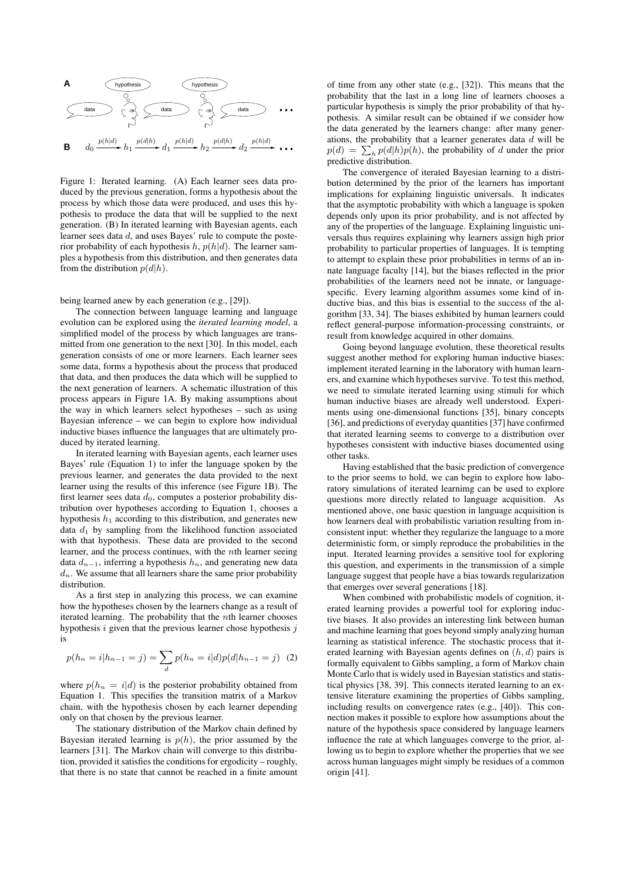Figure 1: Iterated learning. (A) Each learner sees data produced by the previous generation, forms a hypothesis about the process by which those data were produced, and uses this hypothesis to produce the data that will be supplied to the next generation. (B) In iterated learning with Bayesian agents, each learner sees data $d$, and uses Bayes' rule to compute the posterior probability of each hypothesis $h$, $p(h|d)$. The learner samples a hypothesis from this distribution, and then generates data from the distribution $p(d|h)$.

being learned anew by each generation (e.g., [29]).

The connection between language learning and language evolution can be explored using the *iterated learning model*, a simplified model of the process by which languages are transmitted from one generation to the next [30]. In this model, each generation consists of one or more learners. Each learner sees some data, forms a hypothesis about the process that produced that data, and then produces the data which will be supplied to the next generation of learners. A schematic illustration of this process appears in Figure 1A. By making assumptions about the way in which learners select hypotheses – such as using Bayesian inference – we can begin to explore how individual inductive biases influence the languages that are ultimately produced by iterated learning.

In iterated learning with Bayesian agents, each learner uses Bayes' rule (Equation 1) to infer the language spoken by the previous learner, and generates the data provided to the next learner using the results of this inference (see Figure 1B). The first learner sees data $d_0$, computes a posterior probability distribution over hypotheses according to Equation 1, chooses a hypothesis $h_1$ according to this distribution, and generates new data $d_1$ by sampling from the likelihood function associated with that hypothesis. These data are provided to the second learner, and the process continues, with the $n$th learner seeing data $d_{n-1}$, inferring a hypothesis $h_n$, and generating new data $d_n$. We assume that all learners share the same prior probability distribution.

As a first step in analyzing this process, we can examine how the hypotheses chosen by the learners change as a result of iterated learning. The probability that the $n$th learner chooses hypothesis $i$ given that the previous learner chose hypothesis $j$ is

$$p(h_n = i|h_{n-1} = j) = \sum_d p(h_n = i|d)p(d|h_{n-1} = j) \quad (2)$$

where $p(h_n = i|d)$ is the posterior probability obtained from Equation 1. This specifies the transition matrix of a Markov chain, with the hypothesis chosen by each learner depending only on that chosen by the previous learner.

The stationary distribution of the Markov chain defined by Bayesian iterated learning is $p(h)$, the prior assumed by the learners [31]. The Markov chain will converge to this distribution, provided it satisfies the conditions for ergodicity – roughly, that there is no state that cannot be reached in a finite amount of time from any other state (e.g., [32]). This means that the probability that the last in a long line of learners chooses a particular hypothesis is simply the prior probability of that hypothesis. A similar result can be obtained if we consider how the data generated by the learners change: after many generations, the probability that a learner generates data $d$ will be $p(d) = \sum_h p(d|h)p(h)$, the probability of $d$ under the prior predictive distribution.

The convergence of iterated Bayesian learning to a distribution determined by the prior of the learners has important implications for explaining linguistic universals. It indicates that the asymptotic probability with which a language is spoken depends only upon its prior probability, and is not affected by any of the properties of the language. Explaining linguistic universals thus requires explaining why learners assign high prior probability to particular properties of languages. It is tempting to attempt to explain these prior probabilities in terms of an innate language faculty [14], but the biases reflected in the prior probabilities of the learners need not be innate, or language-specific. Every learning algorithm assumes some kind of inductive bias, and this bias is essential to the success of the algorithm [33, 34]. The biases exhibited by human learners could reflect general-purpose information-processing constraints, or result from knowledge acquired in other domains.

Going beyond language evolution, these theoretical results suggest another method for exploring human inductive biases: implement iterated learning in the laboratory with human learners, and examine which hypotheses survive. To test this method, we need to simulate iterated learning using stimuli for which human inductive biases are already well understood. Experiments using one-dimensional functions [35], binary concepts [36], and predictions of everyday quantities [37] have confirmed that iterated learning seems to converge to a distribution over hypotheses consistent with inductive biases documented using other tasks.

Having established that the basic prediction of convergence to the prior seems to hold, we can begin to explore how laboratory simulations of iterated learnimg can be used to explore questions more directly related to language acquisition. As mentioned above, one basic question in language acquisition is how learners deal with probabilistic variation resulting from inconsistent input: whether they regularize the language to a more deterministic form, or simply reproduce the probabilities in the input. Iterated learning provides a sensitive tool for exploring this question, and experiments in the transmission of a simple language suggest that people have a bias towards regularization that emerges over several generations [18].

When combined with probabilistic models of cognition, iterated learning provides a powerful tool for exploring inductive biases. It also provides an interesting link between human and machine learning that goes beyond simply analyzing human learning as statistical inference. The stochastic process that iterated learning with Bayesian agents defines on $(h, d)$ pairs is formally equivalent to Gibbs sampling, a form of Markov chain Monte Carlo that is widely used in Bayesian statistics and statistical physics [38, 39]. This connects iterated learning to an extensive literature examining the properties of Gibbs sampling, including results on convergence rates (e.g., [40]). This connection makes it possible to explore how assumptions about the nature of the hypothesis space considered by language learners influence the rate at which languages converge to the prior, allowing us to begin to explore whether the properties that we see across human languages might simply be residues of a common origin [41].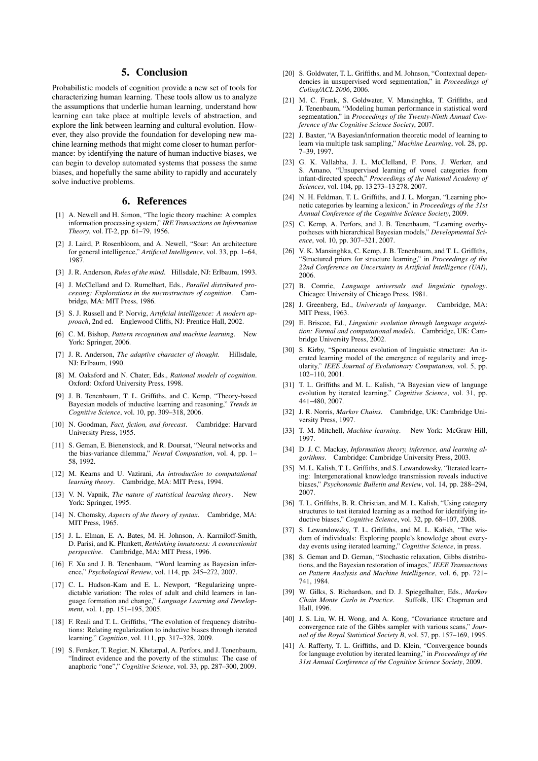## 5. Conclusion

Probabilistic models of cognition provide a new set of tools for characterizing human learning. These tools allow us to analyze the assumptions that underlie human learning, understand how learning can take place at multiple levels of abstraction, and explore the link between learning and cultural evolution. However, they also provide the foundation for developing new machine learning methods that might come closer to human performance: by identifying the nature of human inductive biases, we can begin to develop automated systems that possess the same biases, and hopefully the same ability to rapidly and accurately solve inductive problems.

## 6. References

[1] A. Newell and H. Simon, "The logic theory machine: A complex information processing system," *IRE Transactions on Information Theory*, vol. IT-2, pp. 61–79, 1956.

[2] J. Laird, P. Rosenbloom, and A. Newell, "Soar: An architecture for general intelligence," *Artificial Intelligence*, vol. 33, pp. 1–64, 1987.

[3] J. R. Anderson, *Rules of the mind*. Hillsdale, NJ: Erlbaum, 1993.

[4] J. McClelland and D. Rumelhart, Eds., *Parallel distributed processing: Explorations in the microstructure of cognition*. Cambridge, MA: MIT Press, 1986.

[5] S. J. Russell and P. Norvig, *Artificial intelligence: A modern approach*, 2nd ed. Englewood Cliffs, NJ: Prentice Hall, 2002.

[6] C. M. Bishop, *Pattern recognition and machine learning*. New York: Springer, 2006.

[7] J. R. Anderson, *The adaptive character of thought*. Hillsdale, NJ: Erlbaum, 1990.

[8] M. Oaksford and N. Chater, Eds., *Rational models of cognition*. Oxford: Oxford University Press, 1998.

[9] J. B. Tenenbaum, T. L. Griffiths, and C. Kemp, "Theory-based Bayesian models of inductive learning and reasoning," *Trends in Cognitive Science*, vol. 10, pp. 309–318, 2006.

[10] N. Goodman, *Fact, fiction, and forecast*. Cambridge: Harvard University Press, 1955.

[11] S. Geman, E. Bienenstock, and R. Doursat, "Neural networks and the bias-variance dilemma," *Neural Computation*, vol. 4, pp. 1–58, 1992.

[12] M. Kearns and U. Vazirani, *An introduction to computational learning theory*. Cambridge, MA: MIT Press, 1994.

[13] V. N. Vapnik, *The nature of statistical learning theory*. New York: Springer, 1995.

[14] N. Chomsky, *Aspects of the theory of syntax*. Cambridge, MA: MIT Press, 1965.

[15] J. L. Elman, E. A. Bates, M. H. Johnson, A. Karmiloff-Smith, D. Parisi, and K. Plunkett, *Rethinking innateness: A connectionist perspective*. Cambridge, MA: MIT Press, 1996.

[16] F. Xu and J. B. Tenenbaum, "Word learning as Bayesian inference," *Psychological Review*, vol. 114, pp. 245–272, 2007.

[17] C. L. Hudson-Kam and E. L. Newport, "Regularizing unpredictable variation: The roles of adult and child learners in language formation and change," *Language Learning and Development*, vol. 1, pp. 151–195, 2005.

[18] F. Reali and T. L. Griffiths, "The evolution of frequency distributions: Relating regularization to inductive biases through iterated learning," *Cognition*, vol. 111, pp. 317–328, 2009.

[19] S. Foraker, T. Regier, N. Khetarpal, A. Perfors, and J. Tenenbaum, "Indirect evidence and the poverty of the stimulus: The case of anaphoric "one"," *Cognitive Science*, vol. 33, pp. 287–300, 2009.

[20] S. Goldwater, T. L. Griffiths, and M. Johnson, "Contextual dependencies in unsupervised word segmentation," in *Proceedings of Coling/ACL 2006*, 2006.

[21] M. C. Frank, S. Goldwater, V. Mansinghka, T. Griffiths, and J. Tenenbaum, "Modeling human performance in statistical word segmentation," in *Proceedings of the Twenty-Ninth Annual Conference of the Cognitive Science Society*, 2007.

[22] J. Baxter, "A Bayesian/information theoretic model of learning to learn via multiple task sampling," *Machine Learning*, vol. 28, pp. 7–39, 1997.

[23] G. K. Vallabha, J. L. McClelland, F. Pons, J. Werker, and S. Amano, "Unsupervised learning of vowel categories from infant-directed speech," *Proceedings of the National Academy of Sciences*, vol. 104, pp. 13 273–13 278, 2007.

[24] N. H. Feldman, T. L. Griffiths, and J. L. Morgan, "Learning phonetic categories by learning a lexicon," in *Proceedings of the 31st Annual Conference of the Cognitive Science Society*, 2009.

[25] C. Kemp, A. Perfors, and J. B. Tenenbaum, "Learning overhypotheses with hierarchical Bayesian models," *Developmental Science*, vol. 10, pp. 307–321, 2007.

[26] V. K. Mansinghka, C. Kemp, J. B. Tenenbaum, and T. L. Griffiths, "Structured priors for structure learning," in *Proceedings of the 22nd Conference on Uncertainty in Artificial Intelligence (UAI)*, 2006.

[27] B. Comrie, *Language universals and linguistic typology*. Chicago: University of Chicago Press, 1981.

[28] J. Greenberg, Ed., *Universals of language*. Cambridge, MA: MIT Press, 1963.

[29] E. Briscoe, Ed., *Linguistic evolution through language acquisition: Formal and computational models*. Cambridge, UK: Cambridge University Press, 2002.

[30] S. Kirby, "Spontaneous evolution of linguistic structure: An iterated learning model of the emergence of regularity and irregularity," *IEEE Journal of Evolutionary Computation*, vol. 5, pp. 102–110, 2001.

[31] T. L. Griffiths and M. L. Kalish, "A Bayesian view of language evolution by iterated learning," *Cognitive Science*, vol. 31, pp. 441–480, 2007.

[32] J. R. Norris, *Markov Chains*. Cambridge, UK: Cambridge University Press, 1997.

[33] T. M. Mitchell, *Machine learning*. New York: McGraw Hill, 1997.

[34] D. J. C. Mackay, *Information theory, inference, and learning algorithms*. Cambridge: Cambridge University Press, 2003.

[35] M. L. Kalish, T. L. Griffiths, and S. Lewandowsky, "Iterated learning: Intergenerational knowledge transmission reveals inductive biases," *Psychonomic Bulletin and Review*, vol. 14, pp. 288–294, 2007.

[36] T. L. Griffiths, B. R. Christian, and M. L. Kalish, "Using category structures to test iterated learning as a method for identifying inductive biases," *Cognitive Science*, vol. 32, pp. 68–107, 2008.

[37] S. Lewandowsky, T. L. Griffiths, and M. L. Kalish, "The wisdom of individuals: Exploring people's knowledge about everyday events using iterated learning," *Cognitive Science*, in press.

[38] S. Geman and D. Geman, "Stochastic relaxation, Gibbs distributions, and the Bayesian restoration of images," *IEEE Transactions on Pattern Analysis and Machine Intelligence*, vol. 6, pp. 721–741, 1984.

[39] W. Gilks, S. Richardson, and D. J. Spiegelhalter, Eds., *Markov Chain Monte Carlo in Practice*. Suffolk, UK: Chapman and Hall, 1996.

[40] J. S. Liu, W. H. Wong, and A. Kong, "Covariance structure and convergence rate of the Gibbs sampler with various scans," *Journal of the Royal Statistical Society B*, vol. 57, pp. 157–169, 1995.

[41] A. Rafferty, T. L. Griffiths, and D. Klein, "Convergence bounds for language evolution by iterated learning," in *Proceedings of the 31st Annual Conference of the Cognitive Science Society*, 2009.